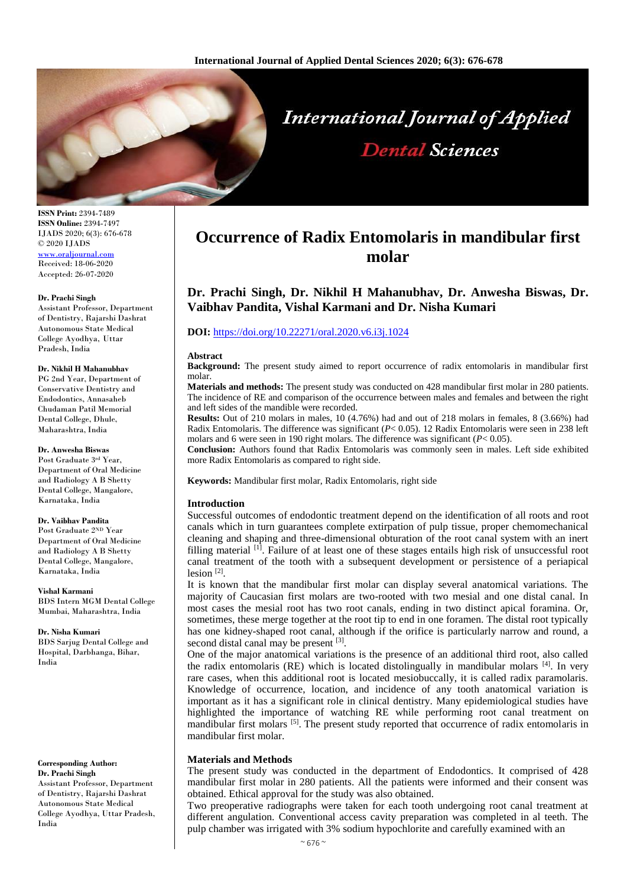**ISSN Print:** 2394-7489
**ISSN Online:** 2394-7497
IJADS 2020; 6(3): 676-678
© 2020 IJADS
www.oraljournal.com
Received: 18-06-2020
Accepted: 26-07-2020

**Dr. Prachi Singh**
Assistant Professor, Department of Dentistry, Rajarshi Dashrat Autonomous State Medical College Ayodhya, Uttar Pradesh, India

**Dr. Nikhil H Mahanubhav**
PG 2nd Year, Department of Conservative Dentistry and Endodontics, Annasaheb Chudaman Patil Memorial Dental College, Dhule, Maharashtra, India

**Dr. Anwesha Biswas**
Post Graduate 3rd Year, Department of Oral Medicine and Radiology A B Shetty Dental College, Mangalore, Karnataka, India

**Dr. Vaibhav Pandita**
Post Graduate 2ND Year Department of Oral Medicine and Radiology A B Shetty Dental College, Mangalore, Karnataka, India

**Vishal Karmani**
BDS Intern MGM Dental College Mumbai, Maharashtra, India

**Dr. Nisha Kumari**
BDS Sarjug Dental College and Hospital, Darbhanga, Bihar, India

**Corresponding Author:**
**Dr. Prachi Singh**
Assistant Professor, Department of Dentistry, Rajarshi Dashrat Autonomous State Medical College Ayodhya, Uttar Pradesh, India

# Occurrence of Radix Entomolaris in mandibular first molar

**Dr. Prachi Singh, Dr. Nikhil H Mahanubhav, Dr. Anwesha Biswas, Dr. Vaibhav Pandita, Vishal Karmani and Dr. Nisha Kumari**

**DOI:** https://doi.org/10.22271/oral.2020.v6.i3j.1024

## Abstract

**Background:** The present study aimed to report occurrence of radix entomolaris in mandibular first molar.

**Materials and methods:** The present study was conducted on 428 mandibular first molar in 280 patients. The incidence of RE and comparison of the occurrence between males and females and between the right and left sides of the mandible were recorded.

**Results:** Out of 210 molars in males, 10 (4.76%) had and out of 218 molars in females, 8 (3.66%) had Radix Entomolaris. The difference was significant (*P*< 0.05). 12 Radix Entomolaris were seen in 238 left molars and 6 were seen in 190 right molars. The difference was significant (*P*< 0.05).

**Conclusion:** Authors found that Radix Entomolaris was commonly seen in males. Left side exhibited more Radix Entomolaris as compared to right side.

**Keywords:** Mandibular first molar, Radix Entomolaris, right side

## Introduction

Successful outcomes of endodontic treatment depend on the identification of all roots and root canals which in turn guarantees complete extirpation of pulp tissue, proper chemomechanical cleaning and shaping and three-dimensional obturation of the root canal system with an inert filling material [1]. Failure of at least one of these stages entails high risk of unsuccessful root canal treatment of the tooth with a subsequent development or persistence of a periapical lesion [2].

It is known that the mandibular first molar can display several anatomical variations. The majority of Caucasian first molars are two-rooted with two mesial and one distal canal. In most cases the mesial root has two root canals, ending in two distinct apical foramina. Or, sometimes, these merge together at the root tip to end in one foramen. The distal root typically has one kidney-shaped root canal, although if the orifice is particularly narrow and round, a second distal canal may be present [3].

One of the major anatomical variations is the presence of an additional third root, also called the radix entomolaris (RE) which is located distolingually in mandibular molars [4]. In very rare cases, when this additional root is located mesiobuccally, it is called radix paramolaris. Knowledge of occurrence, location, and incidence of any tooth anatomical variation is important as it has a significant role in clinical dentistry. Many epidemiological studies have highlighted the importance of watching RE while performing root canal treatment on mandibular first molars [5]. The present study reported that occurrence of radix entomolaris in mandibular first molar.

## Materials and Methods

The present study was conducted in the department of Endodontics. It comprised of 428 mandibular first molar in 280 patients. All the patients were informed and their consent was obtained. Ethical approval for the study was also obtained.

Two preoperative radiographs were taken for each tooth undergoing root canal treatment at different angulation. Conventional access cavity preparation was completed in al teeth. The pulp chamber was irrigated with 3% sodium hypochlorite and carefully examined with an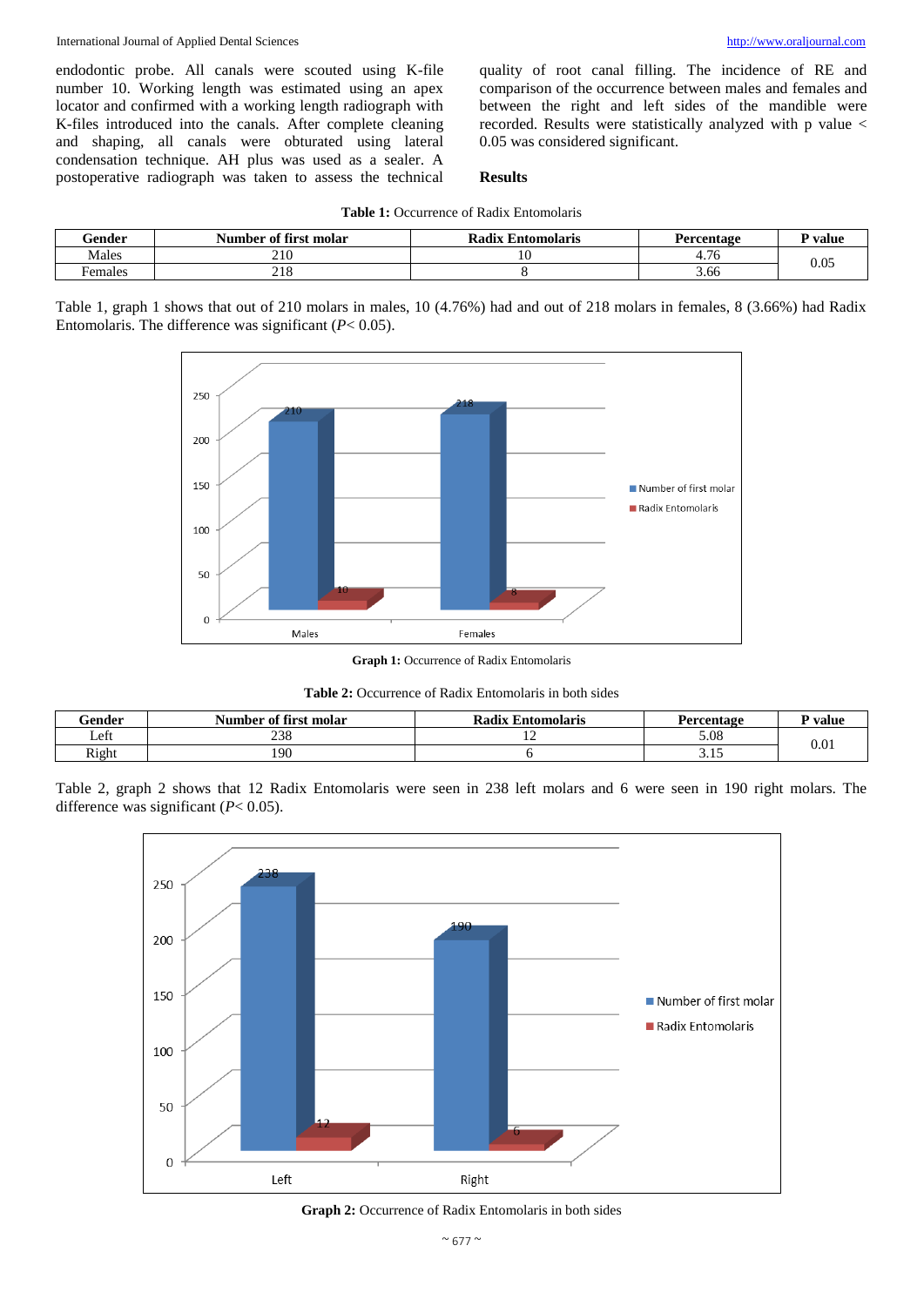endodontic probe. All canals were scouted using K-file number 10. Working length was estimated using an apex locator and confirmed with a working length radiograph with K-files introduced into the canals. After complete cleaning and shaping, all canals were obturated using lateral condensation technique. AH plus was used as a sealer. A postoperative radiograph was taken to assess the technical quality of root canal filling. The incidence of RE and comparison of the occurrence between males and females and between the right and left sides of the mandible were recorded. Results were statistically analyzed with p value < 0.05 was considered significant.

## Results

**Table 1:** Occurrence of Radix Entomolaris

| Gender | Number of first molar | Radix Entomolaris | Percentage | P value |
|---|---|---|---|---|
| Males | 210 | 10 | 4.76 | 0.05 |
| Females | 218 | 8 | 3.66 | |

Table 1, graph 1 shows that out of 210 molars in males, 10 (4.76%) had and out of 218 molars in females, 8 (3.66%) had Radix Entomolaris. The difference was significant (*P*< 0.05).

**Graph 1:** Occurrence of Radix Entomolaris

**Table 2:** Occurrence of Radix Entomolaris in both sides

| Gender | Number of first molar | Radix Entomolaris | Percentage | P value |
|---|---|---|---|---|
| Left | 238 | 12 | 5.08 | 0.01 |
| Right | 190 | 6 | 3.15 | |

Table 2, graph 2 shows that 12 Radix Entomolaris were seen in 238 left molars and 6 were seen in 190 right molars. The difference was significant (*P*< 0.05).

**Graph 2:** Occurrence of Radix Entomolaris in both sides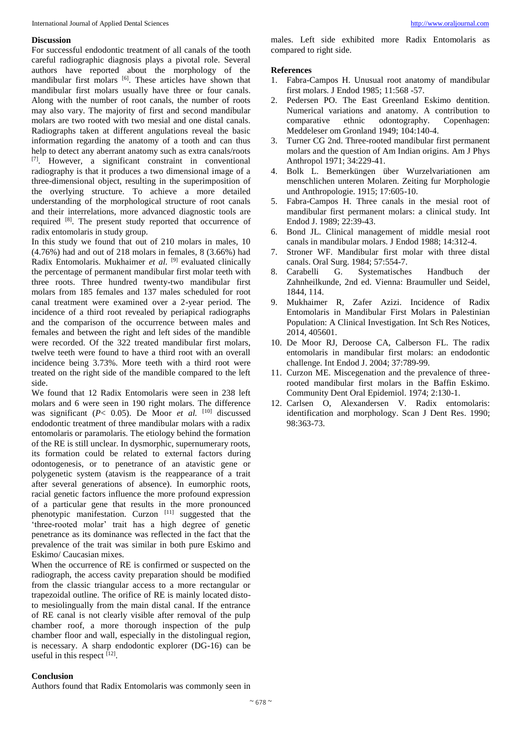## Discussion

For successful endodontic treatment of all canals of the tooth careful radiographic diagnosis plays a pivotal role. Several authors have reported about the morphology of the mandibular first molars [6]. These articles have shown that mandibular first molars usually have three or four canals. Along with the number of root canals, the number of roots may also vary. The majority of first and second mandibular molars are two rooted with two mesial and one distal canals. Radiographs taken at different angulations reveal the basic information regarding the anatomy of a tooth and can thus help to detect any aberrant anatomy such as extra canals/roots [7]. However, a significant constraint in conventional radiography is that it produces a two dimensional image of a three-dimensional object, resulting in the superimposition of the overlying structure. To achieve a more detailed understanding of the morphological structure of root canals and their interrelations, more advanced diagnostic tools are required [8]. The present study reported that occurrence of radix entomolaris in study group.

In this study we found that out of 210 molars in males, 10 (4.76%) had and out of 218 molars in females, 8 (3.66%) had Radix Entomolaris. Mukhaimer *et al.* [9] evaluated clinically the percentage of permanent mandibular first molar teeth with three roots. Three hundred twenty-two mandibular first molars from 185 females and 137 males scheduled for root canal treatment were examined over a 2-year period. The incidence of a third root revealed by periapical radiographs and the comparison of the occurrence between males and females and between the right and left sides of the mandible were recorded. Of the 322 treated mandibular first molars, twelve teeth were found to have a third root with an overall incidence being 3.73%. More teeth with a third root were treated on the right side of the mandible compared to the left side.

We found that 12 Radix Entomolaris were seen in 238 left molars and 6 were seen in 190 right molars. The difference was significant ($P < 0.05$). De Moor *et al.* [10] discussed endodontic treatment of three mandibular molars with a radix entomolaris or paramolaris. The etiology behind the formation of the RE is still unclear. In dysmorphic, supernumerary roots, its formation could be related to external factors during odontogenesis, or to penetrance of an atavistic gene or polygenetic system (atavism is the reappearance of a trait after several generations of absence). In eumorphic roots, racial genetic factors influence the more profound expression of a particular gene that results in the more pronounced phenotypic manifestation. Curzon [11] suggested that the 'three-rooted molar' trait has a high degree of genetic penetrance as its dominance was reflected in the fact that the prevalence of the trait was similar in both pure Eskimo and Eskimo/ Caucasian mixes.

When the occurrence of RE is confirmed or suspected on the radiograph, the access cavity preparation should be modified from the classic triangular access to a more rectangular or trapezoidal outline. The orifice of RE is mainly located disto-to mesiolingually from the main distal canal. If the entrance of RE canal is not clearly visible after removal of the pulp chamber roof, a more thorough inspection of the pulp chamber floor and wall, especially in the distolingual region, is necessary. A sharp endodontic explorer (DG-16) can be useful in this respect [12].

## Conclusion

Authors found that Radix Entomolaris was commonly seen in males. Left side exhibited more Radix Entomolaris as compared to right side.

## References

1. Fabra-Campos H. Unusual root anatomy of mandibular first molars. J Endod 1985; 11:568 -57.
2. Pedersen PO. The East Greenland Eskimo dentition. Numerical variations and anatomy. A contribution to comparative ethnic odontography. Copenhagen: Meddeleser om Gronland 1949; 104:140-4.
3. Turner CG 2nd. Three-rooted mandibular first permanent molars and the question of Am Indian origins. Am J Phys Anthropol 1971; 34:229-41.
4. Bolk L. Bemerküngen über Wurzelvariationen am menschlichen unteren Molaren. Zeiting fur Morphologie und Anthropologie. 1915; 17:605-10.
5. Fabra-Campos H. Three canals in the mesial root of mandibular first permanent molars: a clinical study. Int Endod J. 1989; 22:39-43.
6. Bond JL. Clinical management of middle mesial root canals in mandibular molars. J Endod 1988; 14:312-4.
7. Stroner WF. Mandibular first molar with three distal canals. Oral Surg. 1984; 57:554-7.
8. Carabelli G. Systematisches Handbuch der Zahnheilkunde, 2nd ed. Vienna: Braumuller und Seidel, 1844, 114.
9. Mukhaimer R, Zafer Azizi. Incidence of Radix Entomolaris in Mandibular First Molars in Palestinian Population: A Clinical Investigation. Int Sch Res Notices, 2014, 405601.
10. De Moor RJ, Deroose CA, Calberson FL. The radix entomolaris in mandibular first molars: an endodontic challenge. Int Endod J. 2004; 37:789-99.
11. Curzon ME. Miscegenation and the prevalence of three-rooted mandibular first molars in the Baffin Eskimo. Community Dent Oral Epidemiol. 1974; 2:130-1.
12. Carlsen O, Alexandersen V. Radix entomolaris: identification and morphology. Scan J Dent Res. 1990; 98:363-73.